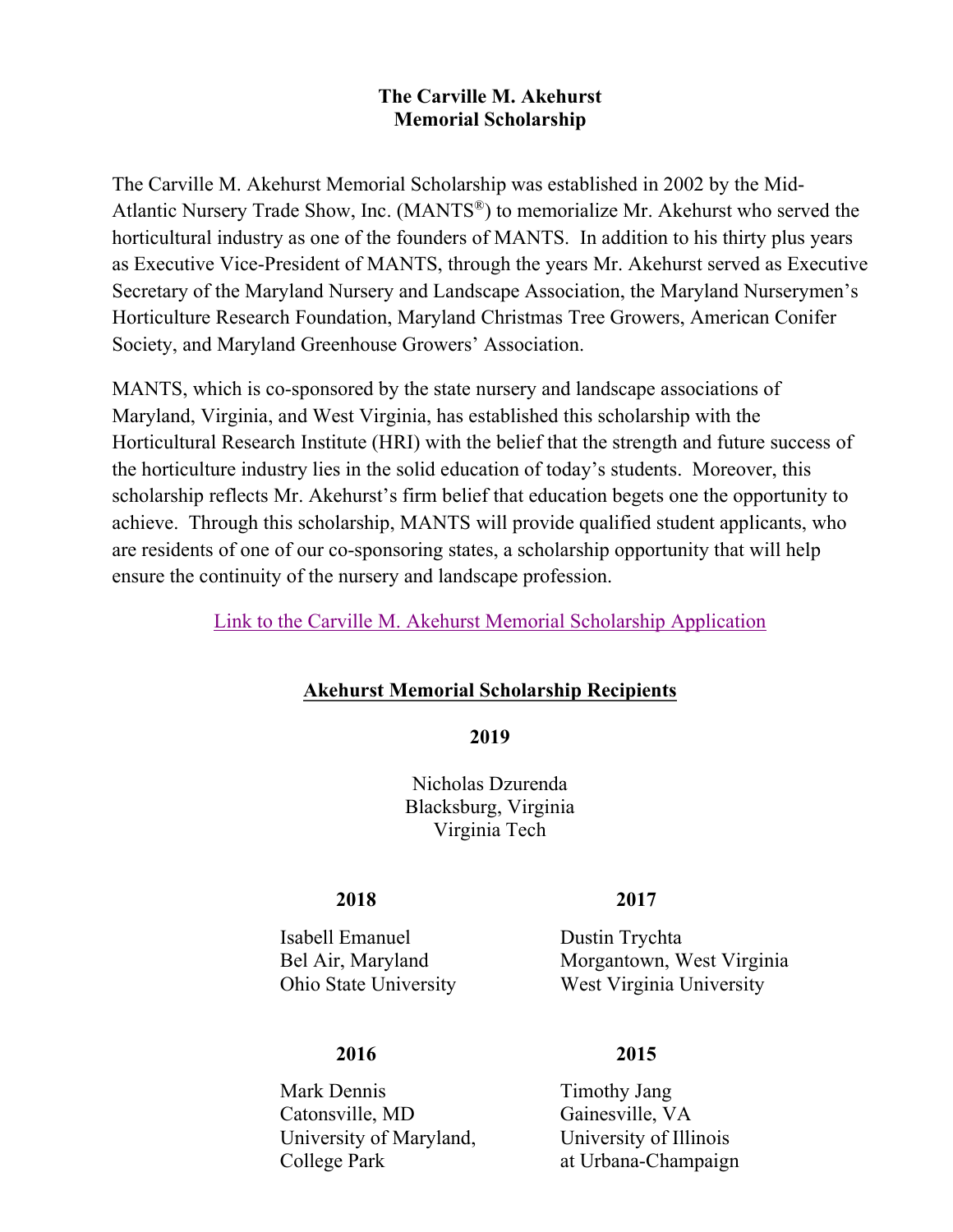# The Carville M. Akehurst Memorial Scholarship

The Carville M. Akehurst Memorial Scholarship was established in 2002 by the Mid-Atlantic Nursery Trade Show, Inc. (MANTS®) to memorialize Mr. Akehurst who served the horticultural industry as one of the founders of MANTS. In addition to his thirty plus years as Executive Vice-President of MANTS, through the years Mr. Akehurst served as Executive Secretary of the Maryland Nursery and Landscape Association, the Maryland Nurserymen's Horticulture Research Foundation, Maryland Christmas Tree Growers, American Conifer Society, and Maryland Greenhouse Growers' Association.

MANTS, which is co-sponsored by the state nursery and landscape associations of Maryland, Virginia, and West Virginia, has established this scholarship with the Horticultural Research Institute (HRI) with the belief that the strength and future success of the horticulture industry lies in the solid education of today's students. Moreover, this scholarship reflects Mr. Akehurst's firm belief that education begets one the opportunity to achieve. Through this scholarship, MANTS will provide qualified student applicants, who are residents of one of our co-sponsoring states, a scholarship opportunity that will help ensure the continuity of the nursery and landscape profession.

Link to the Carville M. Akehurst Memorial Scholarship Application

## Akehurst Memorial Scholarship Recipients

**2019**

Nicholas Dzurenda
Blacksburg, Virginia
Virginia Tech

**2018**

Isabell Emanuel
Bel Air, Maryland
Ohio State University

**2017**

Dustin Trychta
Morgantown, West Virginia
West Virginia University

**2016**

Mark Dennis
Catonsville, MD
University of Maryland, College Park

**2015**

Timothy Jang
Gainesville, VA
University of Illinois at Urbana-Champaign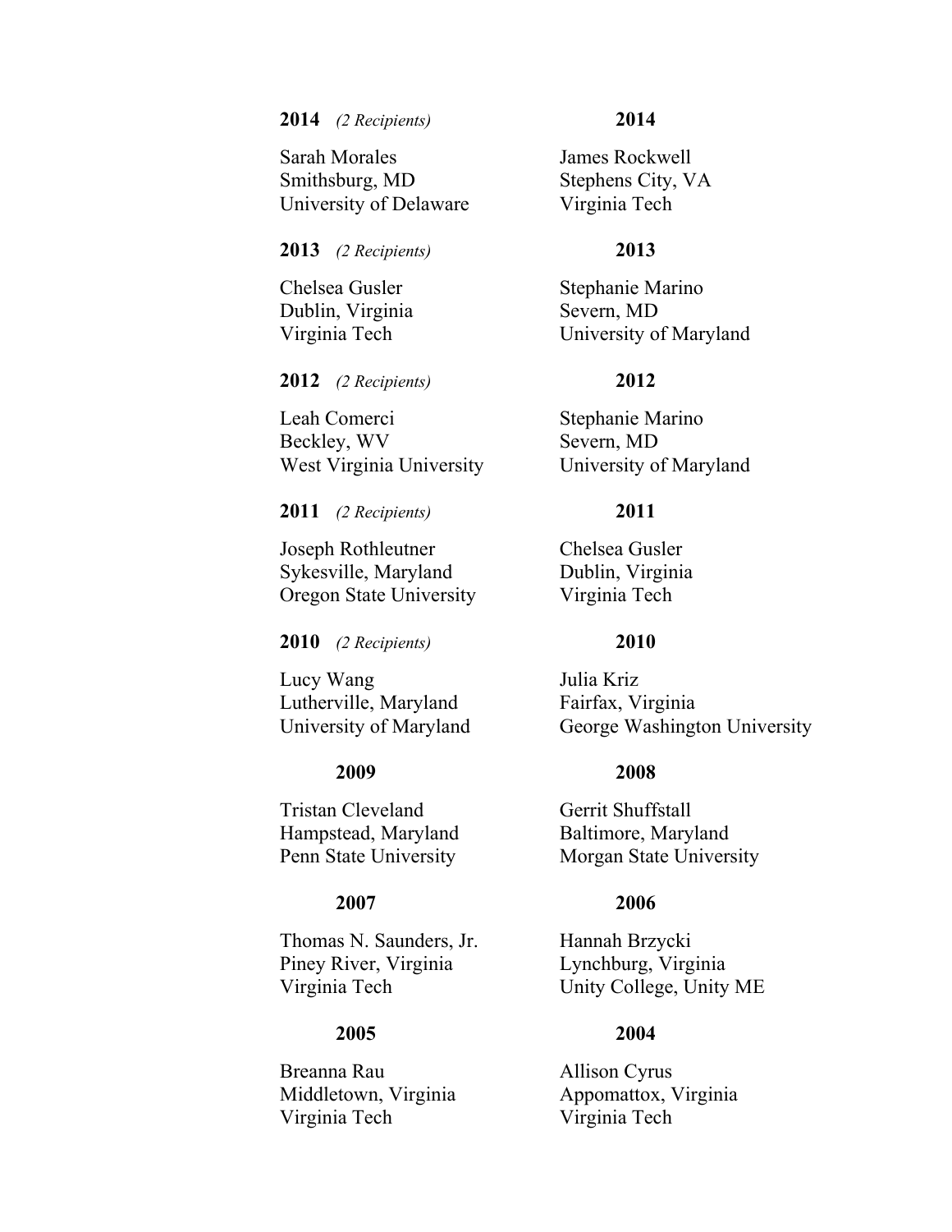**2014** *(2 Recipients)*

Sarah Morales
Smithsburg, MD
University of Delaware

**2014**

James Rockwell
Stephens City, VA
Virginia Tech

**2013** *(2 Recipients)*

Chelsea Gusler
Dublin, Virginia
Virginia Tech

**2013**

Stephanie Marino
Severn, MD
University of Maryland

**2012** *(2 Recipients)*

Leah Comerci
Beckley, WV
West Virginia University

**2012**

Stephanie Marino
Severn, MD
University of Maryland

**2011** *(2 Recipients)*

Joseph Rothleutner
Sykesville, Maryland
Oregon State University

**2011**

Chelsea Gusler
Dublin, Virginia
Virginia Tech

**2010** *(2 Recipients)*

Lucy Wang
Lutherville, Maryland
University of Maryland

**2010**

Julia Kriz
Fairfax, Virginia
George Washington University

**2009**

Tristan Cleveland
Hampstead, Maryland
Penn State University

**2008**

Gerrit Shuffstall
Baltimore, Maryland
Morgan State University

**2007**

Thomas N. Saunders, Jr.
Piney River, Virginia
Virginia Tech

**2006**

Hannah Brzycki
Lynchburg, Virginia
Unity College, Unity ME

**2005**

Breanna Rau
Middletown, Virginia
Virginia Tech

**2004**

Allison Cyrus
Appomattox, Virginia
Virginia Tech